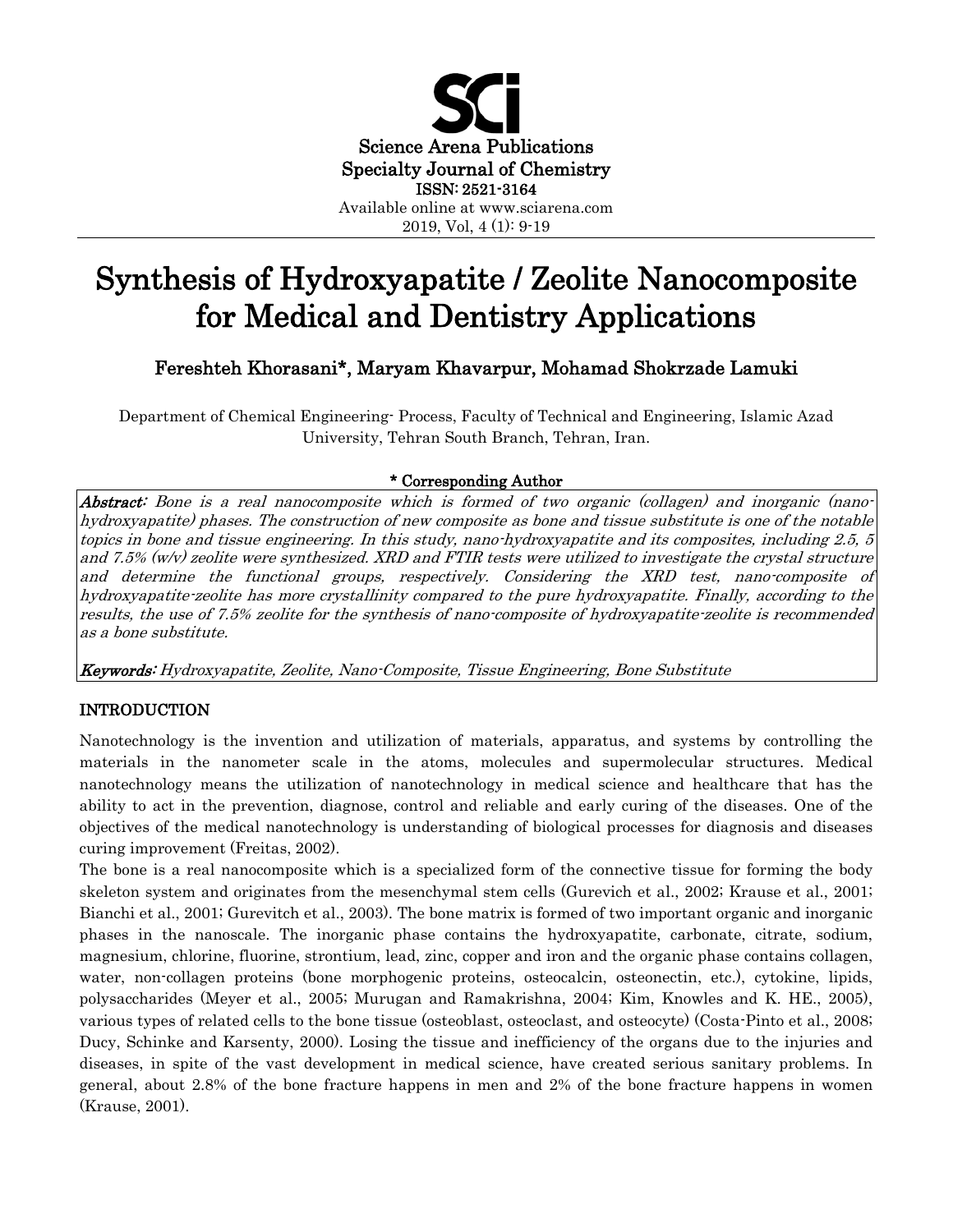Science Arena Publications
Specialty Journal of Chemistry
ISSN: 2521-3164
Available online at www.sciarena.com
2019, Vol, 4 (1): 9-19

# Synthesis of Hydroxyapatite / Zeolite Nanocomposite for Medical and Dentistry Applications

**Fereshteh Khorasani*, Maryam Khavarpur, Mohamad Shokrzade Lamuki**

Department of Chemical Engineering- Process, Faculty of Technical and Engineering, Islamic Azad University, Tehran South Branch, Tehran, Iran.

**\* Corresponding Author**

***Abstract:*** *Bone is a real nanocomposite which is formed of two organic (collagen) and inorganic (nano-hydroxyapatite) phases. The construction of new composite as bone and tissue substitute is one of the notable topics in bone and tissue engineering. In this study, nano-hydroxyapatite and its composites, including 2.5, 5 and 7.5% (w/v) zeolite were synthesized. XRD and FTIR tests were utilized to investigate the crystal structure and determine the functional groups, respectively. Considering the XRD test, nano-composite of hydroxyapatite-zeolite has more crystallinity compared to the pure hydroxyapatite. Finally, according to the results, the use of 7.5% zeolite for the synthesis of nano-composite of hydroxyapatite-zeolite is recommended as a bone substitute.*

***Keywords:*** *Hydroxyapatite, Zeolite, Nano-Composite, Tissue Engineering, Bone Substitute*

## INTRODUCTION

Nanotechnology is the invention and utilization of materials, apparatus, and systems by controlling the materials in the nanometer scale in the atoms, molecules and supermolecular structures. Medical nanotechnology means the utilization of nanotechnology in medical science and healthcare that has the ability to act in the prevention, diagnose, control and reliable and early curing of the diseases. One of the objectives of the medical nanotechnology is understanding of biological processes for diagnosis and diseases curing improvement (Freitas, 2002).

The bone is a real nanocomposite which is a specialized form of the connective tissue for forming the body skeleton system and originates from the mesenchymal stem cells (Gurevich et al., 2002; Krause et al., 2001; Bianchi et al., 2001; Gurevitch et al., 2003). The bone matrix is formed of two important organic and inorganic phases in the nanoscale. The inorganic phase contains the hydroxyapatite, carbonate, citrate, sodium, magnesium, chlorine, fluorine, strontium, lead, zinc, copper and iron and the organic phase contains collagen, water, non-collagen proteins (bone morphogenic proteins, osteocalcin, osteonectin, etc.), cytokine, lipids, polysaccharides (Meyer et al., 2005; Murugan and Ramakrishna, 2004; Kim, Knowles and K. HE., 2005), various types of related cells to the bone tissue (osteoblast, osteoclast, and osteocyte) (Costa-Pinto et al., 2008; Ducy, Schinke and Karsenty, 2000). Losing the tissue and inefficiency of the organs due to the injuries and diseases, in spite of the vast development in medical science, have created serious sanitary problems. In general, about 2.8% of the bone fracture happens in men and 2% of the bone fracture happens in women (Krause, 2001).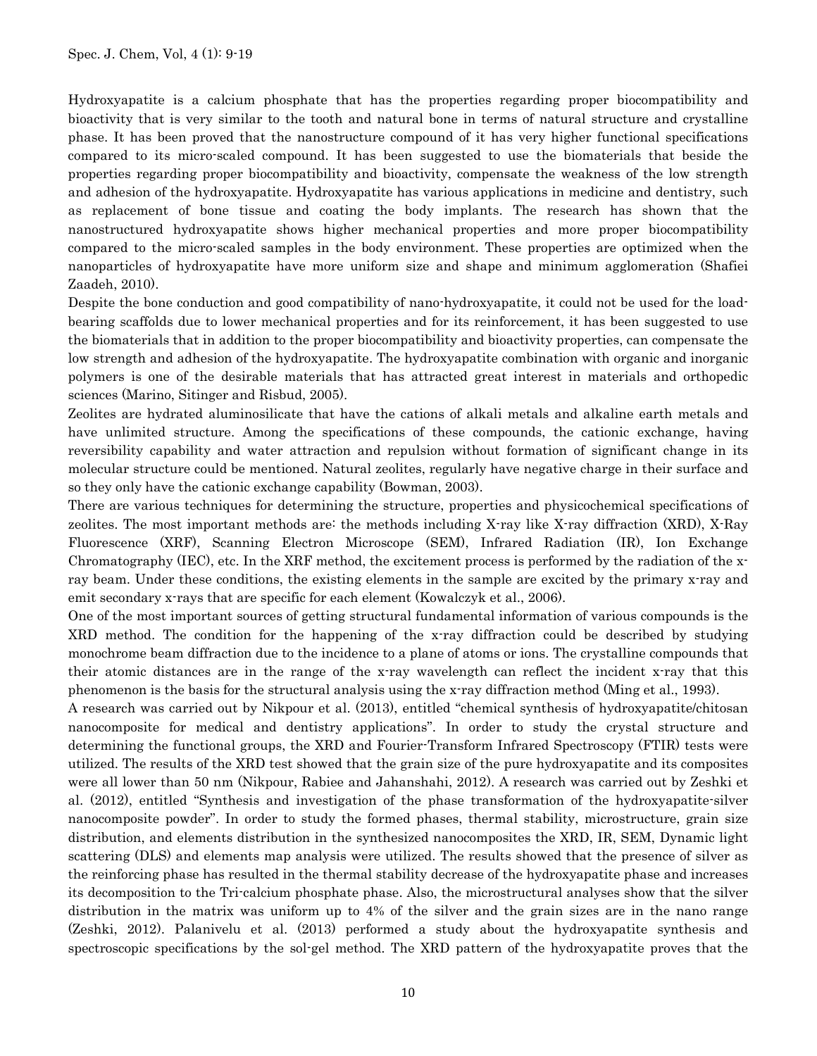Hydroxyapatite is a calcium phosphate that has the properties regarding proper biocompatibility and bioactivity that is very similar to the tooth and natural bone in terms of natural structure and crystalline phase. It has been proved that the nanostructure compound of it has very higher functional specifications compared to its micro-scaled compound. It has been suggested to use the biomaterials that beside the properties regarding proper biocompatibility and bioactivity, compensate the weakness of the low strength and adhesion of the hydroxyapatite. Hydroxyapatite has various applications in medicine and dentistry, such as replacement of bone tissue and coating the body implants. The research has shown that the nanostructured hydroxyapatite shows higher mechanical properties and more proper biocompatibility compared to the micro-scaled samples in the body environment. These properties are optimized when the nanoparticles of hydroxyapatite have more uniform size and shape and minimum agglomeration (Shafiei Zaadeh, 2010).

Despite the bone conduction and good compatibility of nano-hydroxyapatite, it could not be used for the load-bearing scaffolds due to lower mechanical properties and for its reinforcement, it has been suggested to use the biomaterials that in addition to the proper biocompatibility and bioactivity properties, can compensate the low strength and adhesion of the hydroxyapatite. The hydroxyapatite combination with organic and inorganic polymers is one of the desirable materials that has attracted great interest in materials and orthopedic sciences (Marino, Sitinger and Risbud, 2005).

Zeolites are hydrated aluminosilicate that have the cations of alkali metals and alkaline earth metals and have unlimited structure. Among the specifications of these compounds, the cationic exchange, having reversibility capability and water attraction and repulsion without formation of significant change in its molecular structure could be mentioned. Natural zeolites, regularly have negative charge in their surface and so they only have the cationic exchange capability (Bowman, 2003).

There are various techniques for determining the structure, properties and physicochemical specifications of zeolites. The most important methods are: the methods including X-ray like X-ray diffraction (XRD), X-Ray Fluorescence (XRF), Scanning Electron Microscope (SEM), Infrared Radiation (IR), Ion Exchange Chromatography (IEC), etc. In the XRF method, the excitement process is performed by the radiation of the x-ray beam. Under these conditions, the existing elements in the sample are excited by the primary x-ray and emit secondary x-rays that are specific for each element (Kowalczyk et al., 2006).

One of the most important sources of getting structural fundamental information of various compounds is the XRD method. The condition for the happening of the x-ray diffraction could be described by studying monochrome beam diffraction due to the incidence to a plane of atoms or ions. The crystalline compounds that their atomic distances are in the range of the x-ray wavelength can reflect the incident x-ray that this phenomenon is the basis for the structural analysis using the x-ray diffraction method (Ming et al., 1993).

A research was carried out by Nikpour et al. (2013), entitled "chemical synthesis of hydroxyapatite/chitosan nanocomposite for medical and dentistry applications". In order to study the crystal structure and determining the functional groups, the XRD and Fourier-Transform Infrared Spectroscopy (FTIR) tests were utilized. The results of the XRD test showed that the grain size of the pure hydroxyapatite and its composites were all lower than 50 nm (Nikpour, Rabiee and Jahanshahi, 2012). A research was carried out by Zeshki et al. (2012), entitled "Synthesis and investigation of the phase transformation of the hydroxyapatite-silver nanocomposite powder". In order to study the formed phases, thermal stability, microstructure, grain size distribution, and elements distribution in the synthesized nanocomposites the XRD, IR, SEM, Dynamic light scattering (DLS) and elements map analysis were utilized. The results showed that the presence of silver as the reinforcing phase has resulted in the thermal stability decrease of the hydroxyapatite phase and increases its decomposition to the Tri-calcium phosphate phase. Also, the microstructural analyses show that the silver distribution in the matrix was uniform up to 4% of the silver and the grain sizes are in the nano range (Zeshki, 2012). Palanivelu et al. (2013) performed a study about the hydroxyapatite synthesis and spectroscopic specifications by the sol-gel method. The XRD pattern of the hydroxyapatite proves that the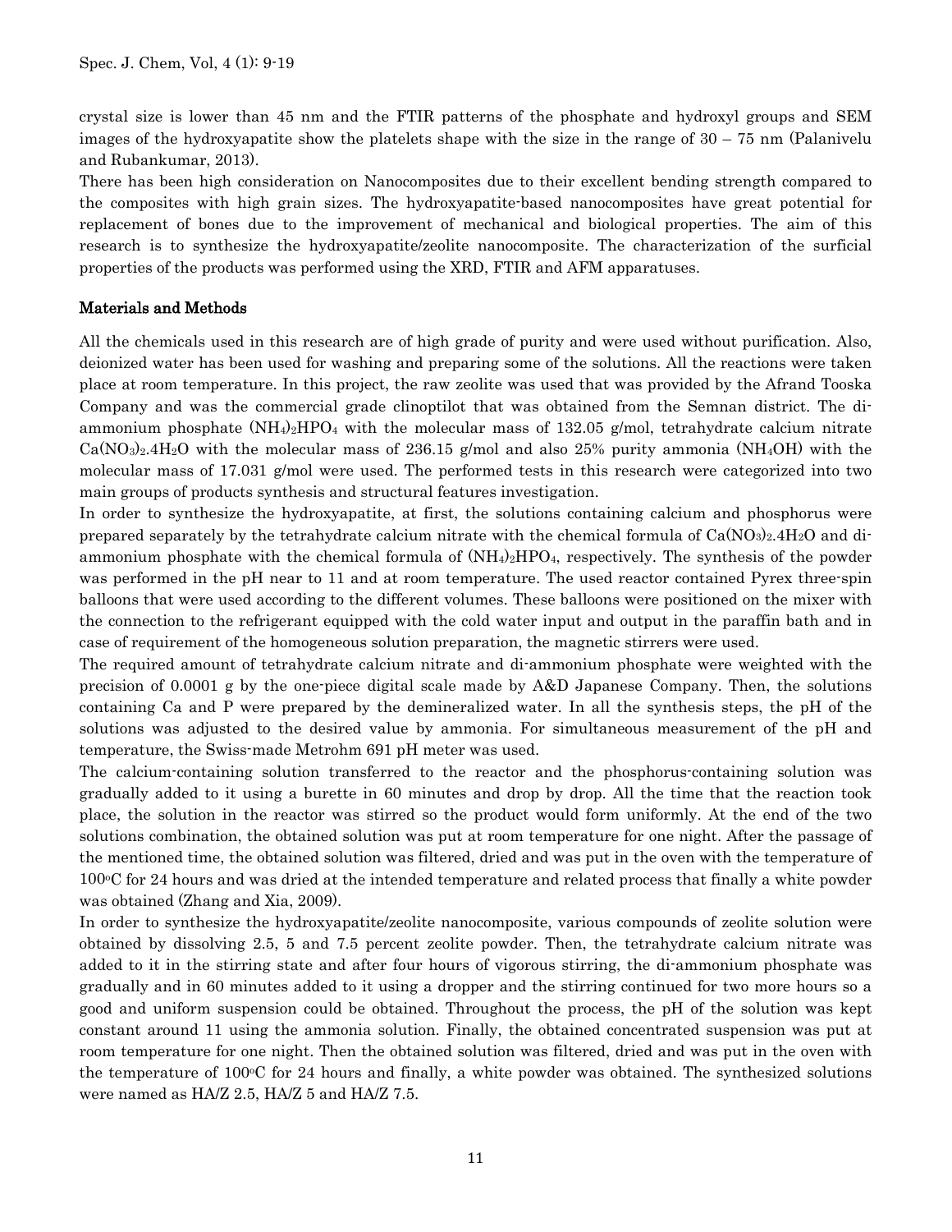crystal size is lower than 45 nm and the FTIR patterns of the phosphate and hydroxyl groups and SEM images of the hydroxyapatite show the platelets shape with the size in the range of 30 – 75 nm (Palanivelu and Rubankumar, 2013).

There has been high consideration on Nanocomposites due to their excellent bending strength compared to the composites with high grain sizes. The hydroxyapatite-based nanocomposites have great potential for replacement of bones due to the improvement of mechanical and biological properties. The aim of this research is to synthesize the hydroxyapatite/zeolite nanocomposite. The characterization of the surficial properties of the products was performed using the XRD, FTIR and AFM apparatuses.

## Materials and Methods

All the chemicals used in this research are of high grade of purity and were used without purification. Also, deionized water has been used for washing and preparing some of the solutions. All the reactions were taken place at room temperature. In this project, the raw zeolite was used that was provided by the Afrand Tooska Company and was the commercial grade clinoptilot that was obtained from the Semnan district. The di-ammonium phosphate $(NH_4)_2HPO_4$ with the molecular mass of 132.05 g/mol, tetrahydrate calcium nitrate $Ca(NO_3)_2.4H_2O$ with the molecular mass of 236.15 g/mol and also 25% purity ammonia ($NH_4OH$) with the molecular mass of 17.031 g/mol were used. The performed tests in this research were categorized into two main groups of products synthesis and structural features investigation.

In order to synthesize the hydroxyapatite, at first, the solutions containing calcium and phosphorus were prepared separately by the tetrahydrate calcium nitrate with the chemical formula of $Ca(NO_3)_2.4H_2O$ and di-ammonium phosphate with the chemical formula of $(NH_4)_2HPO_4$, respectively. The synthesis of the powder was performed in the pH near to 11 and at room temperature. The used reactor contained Pyrex three-spin balloons that were used according to the different volumes. These balloons were positioned on the mixer with the connection to the refrigerant equipped with the cold water input and output in the paraffin bath and in case of requirement of the homogeneous solution preparation, the magnetic stirrers were used.

The required amount of tetrahydrate calcium nitrate and di-ammonium phosphate were weighted with the precision of 0.0001 g by the one-piece digital scale made by A&D Japanese Company. Then, the solutions containing Ca and P were prepared by the demineralized water. In all the synthesis steps, the pH of the solutions was adjusted to the desired value by ammonia. For simultaneous measurement of the pH and temperature, the Swiss-made Metrohm 691 pH meter was used.

The calcium-containing solution transferred to the reactor and the phosphorus-containing solution was gradually added to it using a burette in 60 minutes and drop by drop. All the time that the reaction took place, the solution in the reactor was stirred so the product would form uniformly. At the end of the two solutions combination, the obtained solution was put at room temperature for one night. After the passage of the mentioned time, the obtained solution was filtered, dried and was put in the oven with the temperature of 100°C for 24 hours and was dried at the intended temperature and related process that finally a white powder was obtained (Zhang and Xia, 2009).

In order to synthesize the hydroxyapatite/zeolite nanocomposite, various compounds of zeolite solution were obtained by dissolving 2.5, 5 and 7.5 percent zeolite powder. Then, the tetrahydrate calcium nitrate was added to it in the stirring state and after four hours of vigorous stirring, the di-ammonium phosphate was gradually and in 60 minutes added to it using a dropper and the stirring continued for two more hours so a good and uniform suspension could be obtained. Throughout the process, the pH of the solution was kept constant around 11 using the ammonia solution. Finally, the obtained concentrated suspension was put at room temperature for one night. Then the obtained solution was filtered, dried and was put in the oven with the temperature of 100°C for 24 hours and finally, a white powder was obtained. The synthesized solutions were named as HA/Z 2.5, HA/Z 5 and HA/Z 7.5.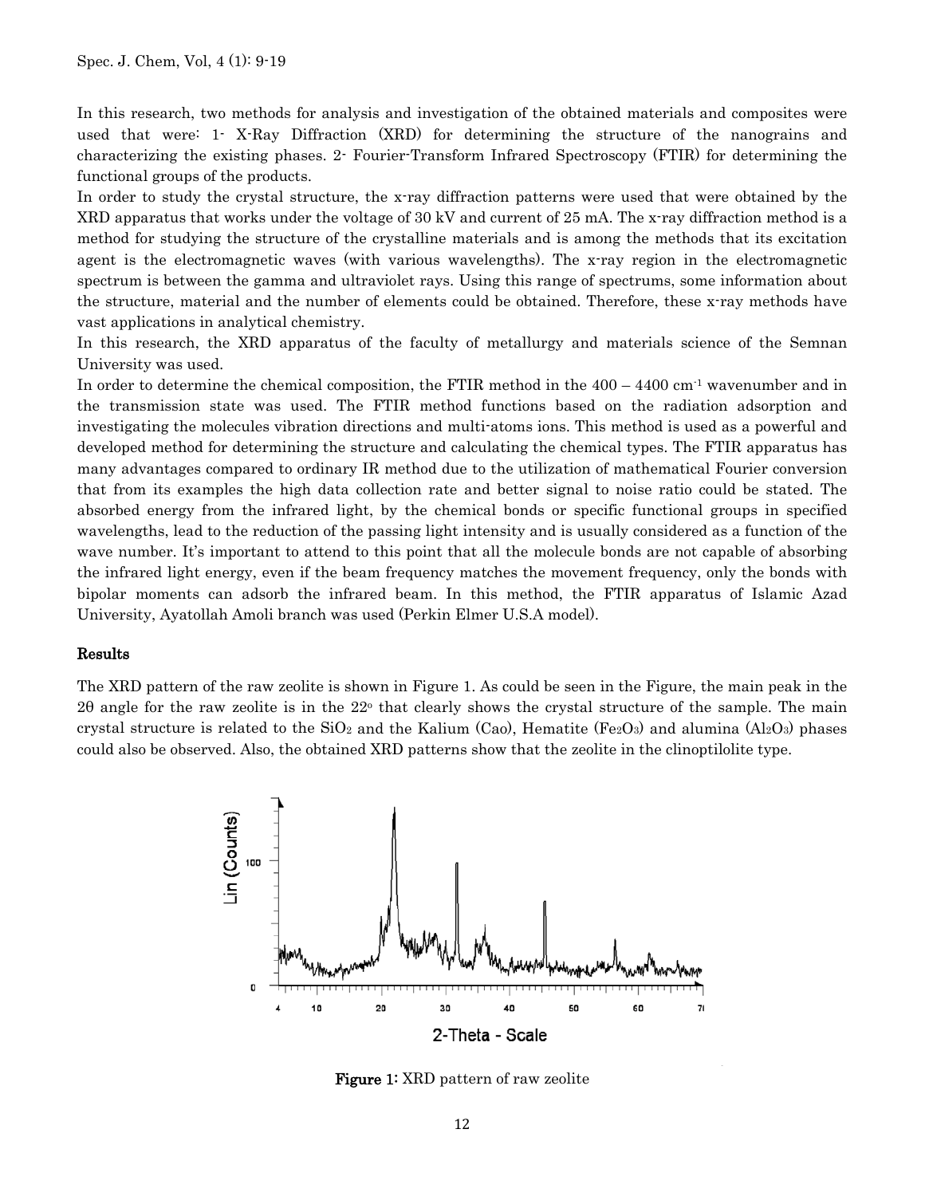In this research, two methods for analysis and investigation of the obtained materials and composites were used that were: 1- X-Ray Diffraction (XRD) for determining the structure of the nanograins and characterizing the existing phases. 2- Fourier-Transform Infrared Spectroscopy (FTIR) for determining the functional groups of the products.

In order to study the crystal structure, the x-ray diffraction patterns were used that were obtained by the XRD apparatus that works under the voltage of 30 kV and current of 25 mA. The x-ray diffraction method is a method for studying the structure of the crystalline materials and is among the methods that its excitation agent is the electromagnetic waves (with various wavelengths). The x-ray region in the electromagnetic spectrum is between the gamma and ultraviolet rays. Using this range of spectrums, some information about the structure, material and the number of elements could be obtained. Therefore, these x-ray methods have vast applications in analytical chemistry.

In this research, the XRD apparatus of the faculty of metallurgy and materials science of the Semnan University was used.

In order to determine the chemical composition, the FTIR method in the 400 – 4400 $cm^{-1}$ wavenumber and in the transmission state was used. The FTIR method functions based on the radiation adsorption and investigating the molecules vibration directions and multi-atoms ions. This method is used as a powerful and developed method for determining the structure and calculating the chemical types. The FTIR apparatus has many advantages compared to ordinary IR method due to the utilization of mathematical Fourier conversion that from its examples the high data collection rate and better signal to noise ratio could be stated. The absorbed energy from the infrared light, by the chemical bonds or specific functional groups in specified wavelengths, lead to the reduction of the passing light intensity and is usually considered as a function of the wave number. It's important to attend to this point that all the molecule bonds are not capable of absorbing the infrared light energy, even if the beam frequency matches the movement frequency, only the bonds with bipolar moments can adsorb the infrared beam. In this method, the FTIR apparatus of Islamic Azad University, Ayatollah Amoli branch was used (Perkin Elmer U.S.A model).

## Results

The XRD pattern of the raw zeolite is shown in Figure 1. As could be seen in the Figure, the main peak in the 2θ angle for the raw zeolite is in the 22° that clearly shows the crystal structure of the sample. The main crystal structure is related to the $SiO_2$ and the Kalium (Cao), Hematite ($Fe_2O_3$) and alumina ($Al_2O_3$) phases could also be observed. Also, the obtained XRD patterns show that the zeolite in the clinoptilolite type.

**Figure 1:** XRD pattern of raw zeolite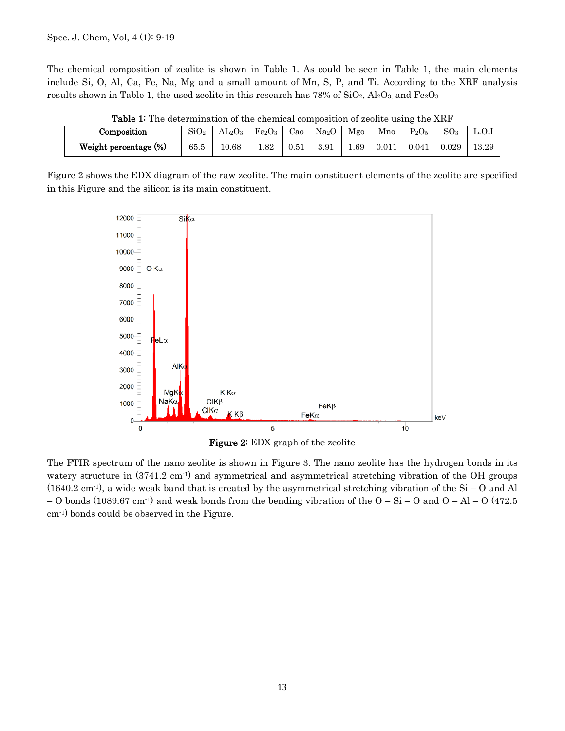The chemical composition of zeolite is shown in Table 1. As could be seen in Table 1, the main elements include Si, O, Al, Ca, Fe, Na, Mg and a small amount of Mn, S, P, and Ti. According to the XRF analysis results shown in Table 1, the used zeolite in this research has 78% of $SiO_2$, $Al_2O_3$, and $Fe_2O_3$

**Table 1:** The determination of the chemical composition of zeolite using the XRF

| Composition | $SiO_2$ | $AL_2O_3$ | $Fe_2O_3$ | Cao | $Na_2O$ | Mgo | Mno | $P_2O_5$ | $SO_3$ | L.O.I |
|---|---|---|---|---|---|---|---|---|---|---|
| **Weight percentage (%)** | 65.5 | 10.68 | 1.82 | 0.51 | 3.91 | 1.69 | 0.011 | 0.041 | 0.029 | 13.29 |

Figure 2 shows the EDX diagram of the raw zeolite. The main constituent elements of the zeolite are specified in this Figure and the silicon is its main constituent.

**Figure 2:** EDX graph of the zeolite

The FTIR spectrum of the nano zeolite is shown in Figure 3. The nano zeolite has the hydrogen bonds in its watery structure in (3741.2 $cm^{-1}$) and symmetrical and asymmetrical stretching vibration of the OH groups (1640.2 $cm^{-1}$), a wide weak band that is created by the asymmetrical stretching vibration of the Si – O and Al – O bonds (1089.67 $cm^{-1}$) and weak bonds from the bending vibration of the O – Si – O and O – Al – O (472.5 $cm^{-1}$) bonds could be observed in the Figure.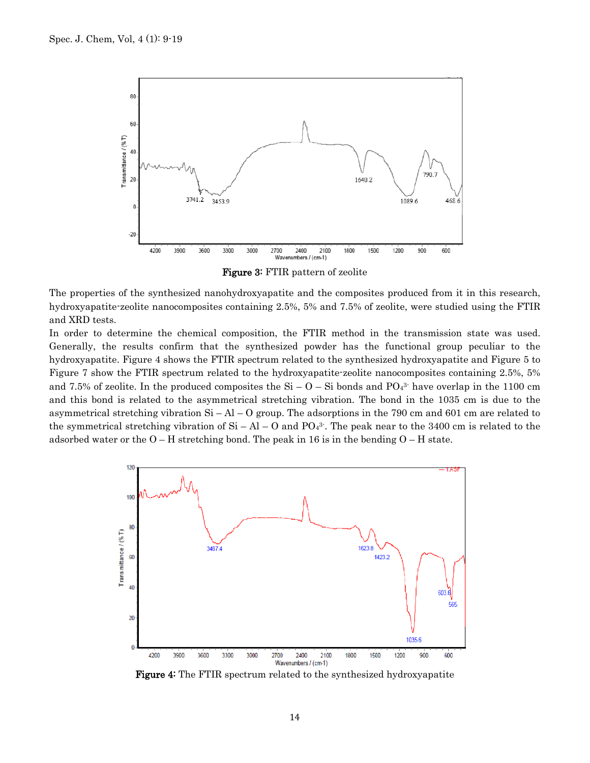Figure 3: FTIR pattern of zeolite

The properties of the synthesized nanohydroxyapatite and the composites produced from it in this research, hydroxyapatite-zeolite nanocomposites containing 2.5%, 5% and 7.5% of zeolite, were studied using the FTIR and XRD tests.

In order to determine the chemical composition, the FTIR method in the transmission state was used. Generally, the results confirm that the synthesized powder has the functional group peculiar to the hydroxyapatite. Figure 4 shows the FTIR spectrum related to the synthesized hydroxyapatite and Figure 5 to Figure 7 show the FTIR spectrum related to the hydroxyapatite-zeolite nanocomposites containing 2.5%, 5% and 7.5% of zeolite. In the produced composites the Si – O – Si bonds and $PO_4^{3-}$ have overlap in the 1100 cm and this bond is related to the asymmetrical stretching vibration. The bond in the 1035 cm is due to the asymmetrical stretching vibration Si – Al – O group. The adsorptions in the 790 cm and 601 cm are related to the symmetrical stretching vibration of Si – Al – O and $PO_4^{3-}$. The peak near to the 3400 cm is related to the adsorbed water or the O – H stretching bond. The peak in 16 is in the bending O – H state.

Figure 4: The FTIR spectrum related to the synthesized hydroxyapatite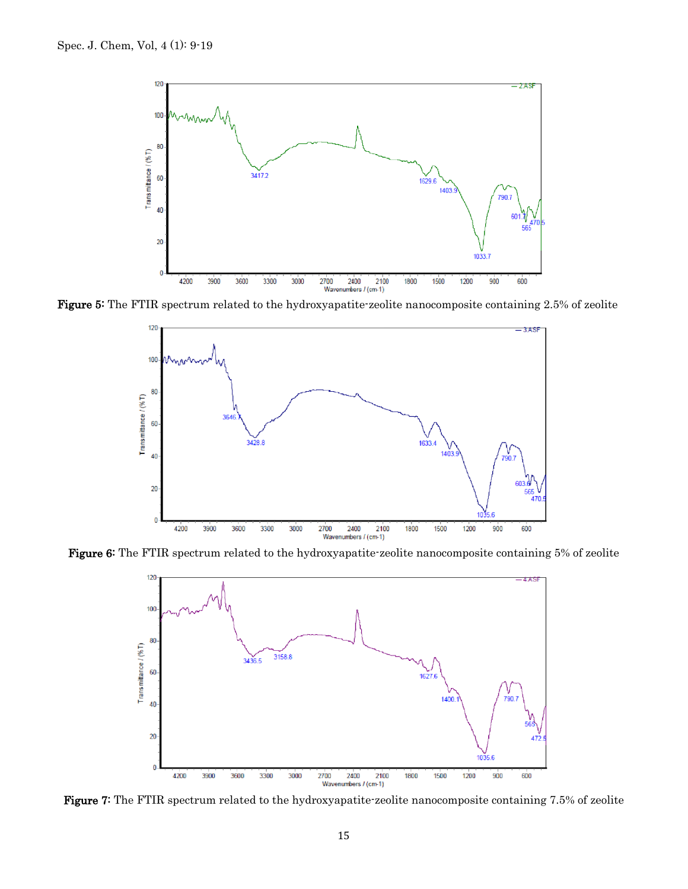**Figure 5:** The FTIR spectrum related to the hydroxyapatite-zeolite nanocomposite containing 2.5% of zeolite

**Figure 6:** The FTIR spectrum related to the hydroxyapatite-zeolite nanocomposite containing 5% of zeolite

**Figure 7:** The FTIR spectrum related to the hydroxyapatite-zeolite nanocomposite containing 7.5% of zeolite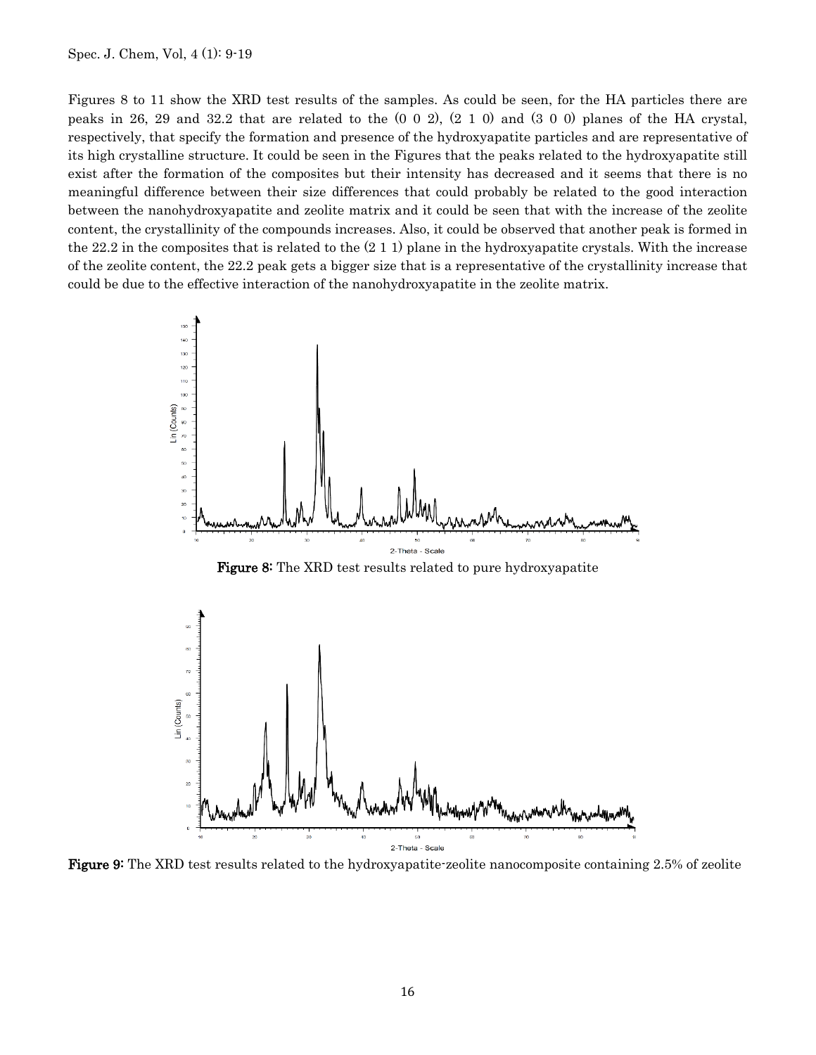Figures 8 to 11 show the XRD test results of the samples. As could be seen, for the HA particles there are peaks in 26, 29 and 32.2 that are related to the (0 0 2), (2 1 0) and (3 0 0) planes of the HA crystal, respectively, that specify the formation and presence of the hydroxyapatite particles and are representative of its high crystalline structure. It could be seen in the Figures that the peaks related to the hydroxyapatite still exist after the formation of the composites but their intensity has decreased and it seems that there is no meaningful difference between their size differences that could probably be related to the good interaction between the nanohydroxyapatite and zeolite matrix and it could be seen that with the increase of the zeolite content, the crystallinity of the compounds increases. Also, it could be observed that another peak is formed in the 22.2 in the composites that is related to the (2 1 1) plane in the hydroxyapatite crystals. With the increase of the zeolite content, the 22.2 peak gets a bigger size that is a representative of the crystallinity increase that could be due to the effective interaction of the nanohydroxyapatite in the zeolite matrix.

**Figure 8:** The XRD test results related to pure hydroxyapatite

**Figure 9:** The XRD test results related to the hydroxyapatite-zeolite nanocomposite containing 2.5% of zeolite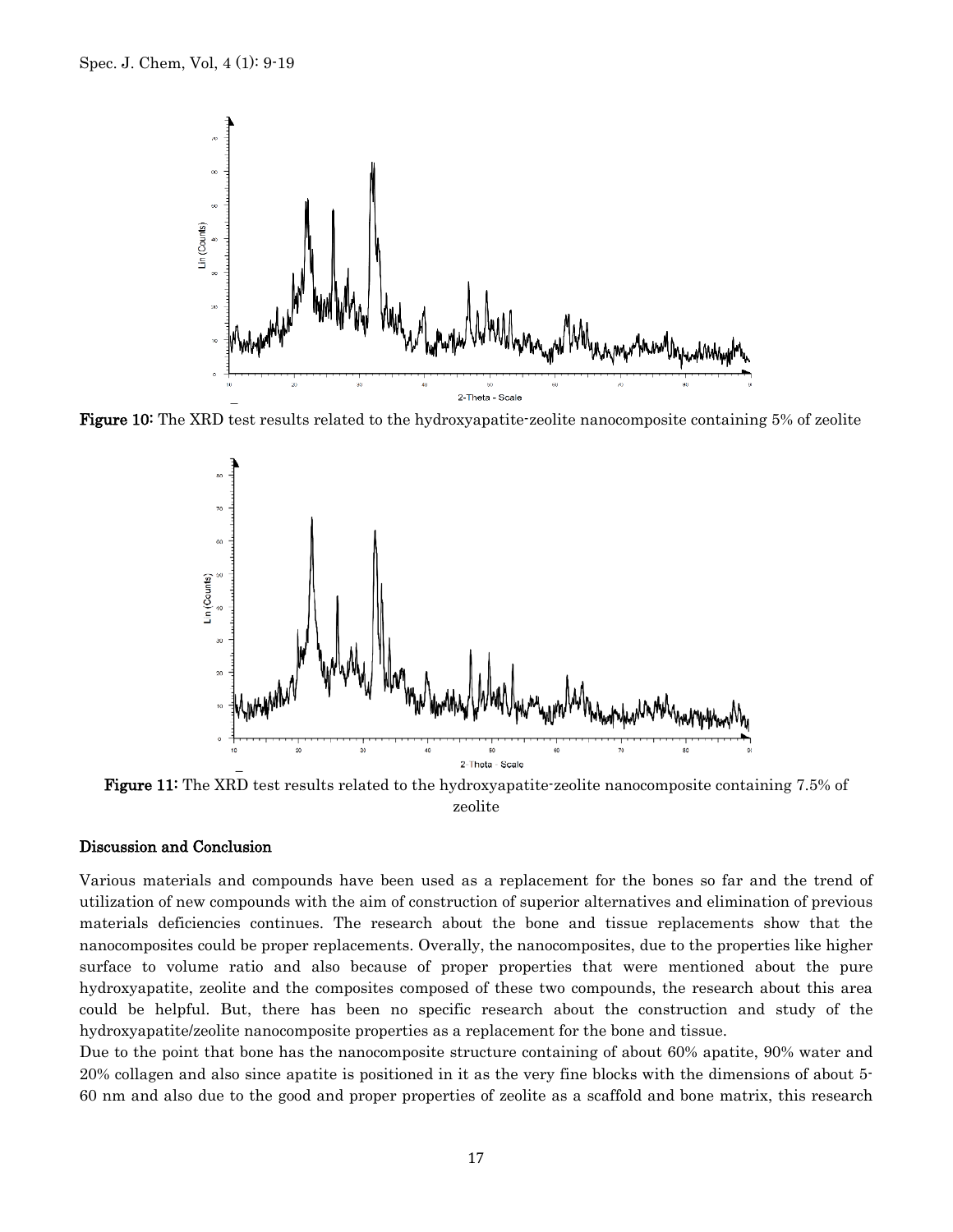**Figure 10:** The XRD test results related to the hydroxyapatite-zeolite nanocomposite containing 5% of zeolite

**Figure 11:** The XRD test results related to the hydroxyapatite-zeolite nanocomposite containing 7.5% of zeolite

## Discussion and Conclusion

Various materials and compounds have been used as a replacement for the bones so far and the trend of utilization of new compounds with the aim of construction of superior alternatives and elimination of previous materials deficiencies continues. The research about the bone and tissue replacements show that the nanocomposites could be proper replacements. Overally, the nanocomposites, due to the properties like higher surface to volume ratio and also because of proper properties that were mentioned about the pure hydroxyapatite, zeolite and the composites composed of these two compounds, the research about this area could be helpful. But, there has been no specific research about the construction and study of the hydroxyapatite/zeolite nanocomposite properties as a replacement for the bone and tissue.

Due to the point that bone has the nanocomposite structure containing of about 60% apatite, 90% water and 20% collagen and also since apatite is positioned in it as the very fine blocks with the dimensions of about 5-60 nm and also due to the good and proper properties of zeolite as a scaffold and bone matrix, this research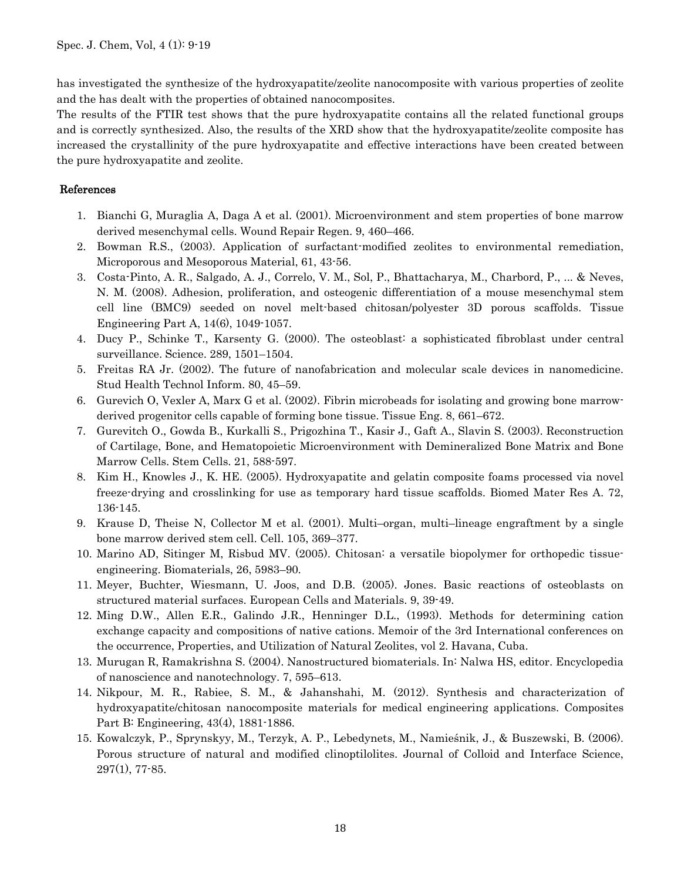has investigated the synthesize of the hydroxyapatite/zeolite nanocomposite with various properties of zeolite and the has dealt with the properties of obtained nanocomposites.

The results of the FTIR test shows that the pure hydroxyapatite contains all the related functional groups and is correctly synthesized. Also, the results of the XRD show that the hydroxyapatite/zeolite composite has increased the crystallinity of the pure hydroxyapatite and effective interactions have been created between the pure hydroxyapatite and zeolite.

## References

1. Bianchi G, Muraglia A, Daga A et al. (2001). Microenvironment and stem properties of bone marrow derived mesenchymal cells. Wound Repair Regen. 9, 460–466.
2. Bowman R.S., (2003). Application of surfactant-modified zeolites to environmental remediation, Microporous and Mesoporous Material, 61, 43-56.
3. Costa-Pinto, A. R., Salgado, A. J., Correlo, V. M., Sol, P., Bhattacharya, M., Charbord, P., ... & Neves, N. M. (2008). Adhesion, proliferation, and osteogenic differentiation of a mouse mesenchymal stem cell line (BMC9) seeded on novel melt-based chitosan/polyester 3D porous scaffolds. Tissue Engineering Part A, 14(6), 1049-1057.
4. Ducy P., Schinke T., Karsenty G. (2000). The osteoblast: a sophisticated fibroblast under central surveillance. Science. 289, 1501–1504.
5. Freitas RA Jr. (2002). The future of nanofabrication and molecular scale devices in nanomedicine. Stud Health Technol Inform. 80, 45–59.
6. Gurevich O, Vexler A, Marx G et al. (2002). Fibrin microbeads for isolating and growing bone marrow-derived progenitor cells capable of forming bone tissue. Tissue Eng. 8, 661–672.
7. Gurevitch O., Gowda B., Kurkalli S., Prigozhina T., Kasir J., Gaft A., Slavin S. (2003). Reconstruction of Cartilage, Bone, and Hematopoietic Microenvironment with Demineralized Bone Matrix and Bone Marrow Cells. Stem Cells. 21, 588-597.
8. Kim H., Knowles J., K. HE. (2005). Hydroxyapatite and gelatin composite foams processed via novel freeze-drying and crosslinking for use as temporary hard tissue scaffolds. Biomed Mater Res A. 72, 136-145.
9. Krause D, Theise N, Collector M et al. (2001). Multi–organ, multi–lineage engraftment by a single bone marrow derived stem cell. Cell. 105, 369–377.
10. Marino AD, Sitinger M, Risbud MV. (2005). Chitosan: a versatile biopolymer for orthopedic tissue-engineering. Biomaterials, 26, 5983–90.
11. Meyer, Buchter, Wiesmann, U. Joos, and D.B. (2005). Jones. Basic reactions of osteoblasts on structured material surfaces. European Cells and Materials. 9, 39-49.
12. Ming D.W., Allen E.R., Galindo J.R., Henninger D.L., (1993). Methods for determining cation exchange capacity and compositions of native cations. Memoir of the 3rd International conferences on the occurrence, Properties, and Utilization of Natural Zeolites, vol 2. Havana, Cuba.
13. Murugan R, Ramakrishna S. (2004). Nanostructured biomaterials. In: Nalwa HS, editor. Encyclopedia of nanoscience and nanotechnology. 7, 595–613.
14. Nikpour, M. R., Rabiee, S. M., & Jahanshahi, M. (2012). Synthesis and characterization of hydroxyapatite/chitosan nanocomposite materials for medical engineering applications. Composites Part B: Engineering, 43(4), 1881-1886.
15. Kowalczyk, P., Sprynskyy, M., Terzyk, A. P., Lebedynets, M., Namieśnik, J., & Buszewski, B. (2006). Porous structure of natural and modified clinoptilolites. Journal of Colloid and Interface Science, 297(1), 77-85.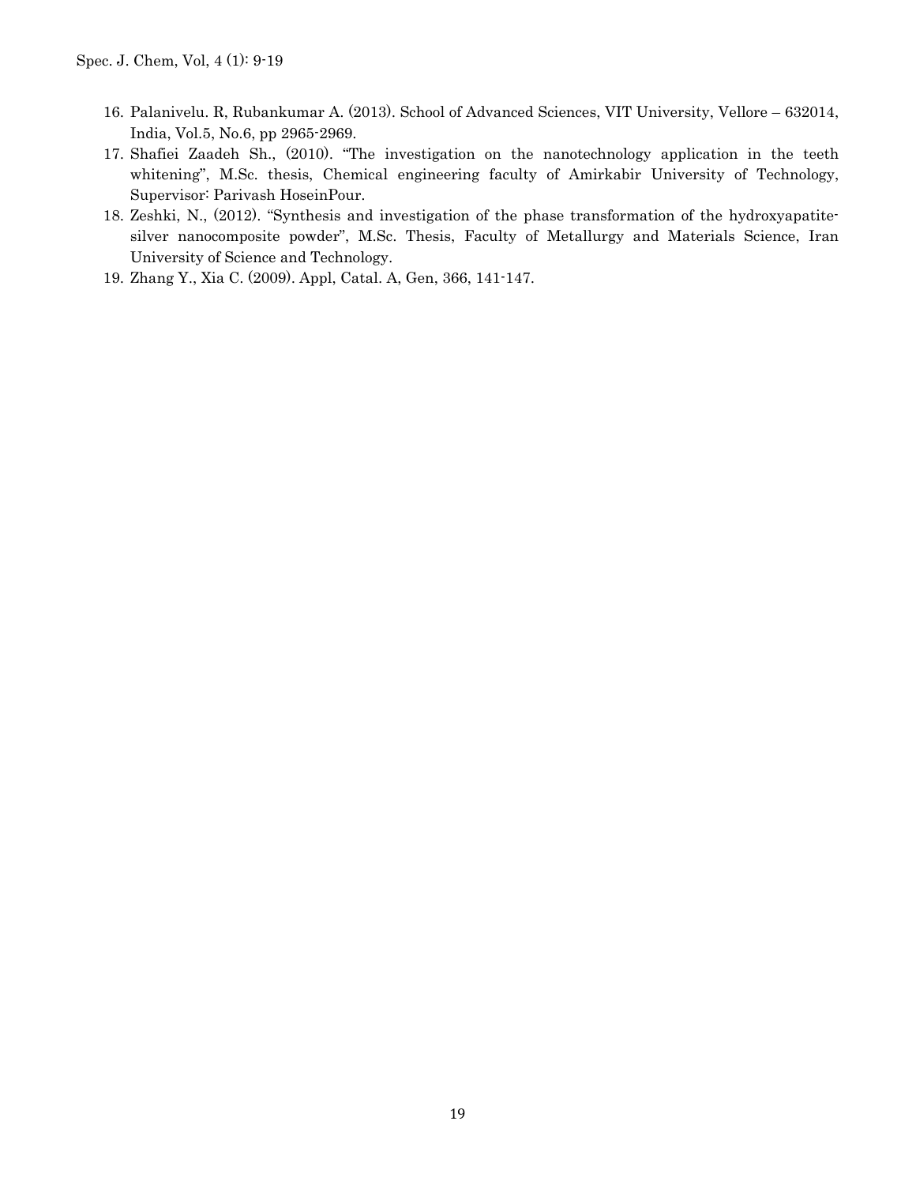16. Palanivelu. R, Rubankumar A. (2013). School of Advanced Sciences, VIT University, Vellore – 632014, India, Vol.5, No.6, pp 2965-2969.
17. Shafiei Zaadeh Sh., (2010). "The investigation on the nanotechnology application in the teeth whitening", M.Sc. thesis, Chemical engineering faculty of Amirkabir University of Technology, Supervisor: Parivash HoseinPour.
18. Zeshki, N., (2012). "Synthesis and investigation of the phase transformation of the hydroxyapatite-silver nanocomposite powder", M.Sc. Thesis, Faculty of Metallurgy and Materials Science, Iran University of Science and Technology.
19. Zhang Y., Xia C. (2009). Appl, Catal. A, Gen, 366, 141-147.